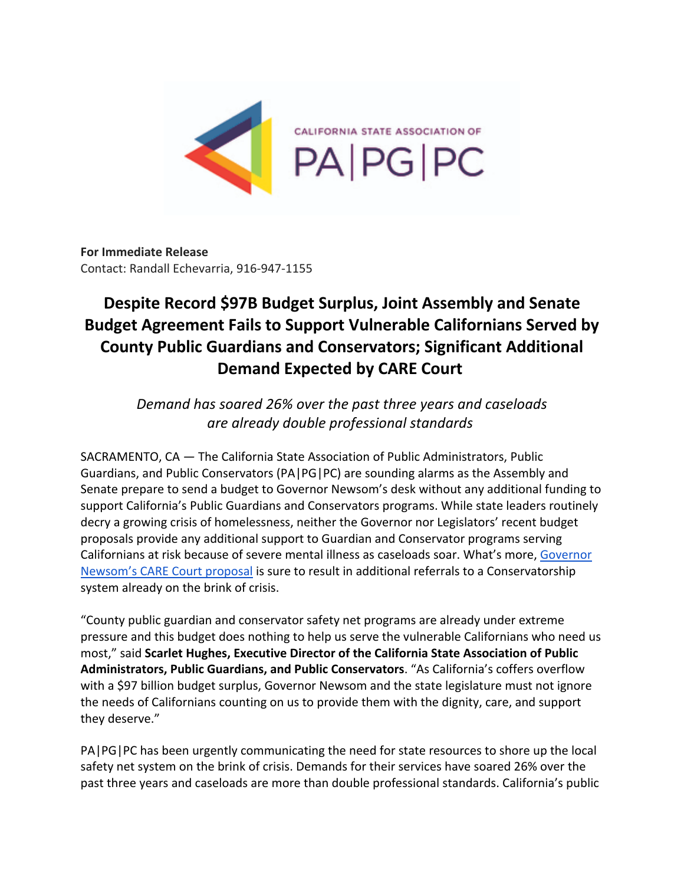CALIFORNIA STATE ASSOCIATION OF

PA|PG|PC

**For Immediate Release**
Contact: Randall Echevarria, 916-947-1155

# Despite Record $97B Budget Surplus, Joint Assembly and Senate Budget Agreement Fails to Support Vulnerable Californians Served by County Public Guardians and Conservators; Significant Additional Demand Expected by CARE Court

*Demand has soared 26% over the past three years and caseloads are already double professional standards*

SACRAMENTO, CA — The California State Association of Public Administrators, Public Guardians, and Public Conservators (PA|PG|PC) are sounding alarms as the Assembly and Senate prepare to send a budget to Governor Newsom's desk without any additional funding to support California's Public Guardians and Conservators programs. While state leaders routinely decry a growing crisis of homelessness, neither the Governor nor Legislators' recent budget proposals provide any additional support to Guardian and Conservator programs serving Californians at risk because of severe mental illness as caseloads soar. What's more, Governor Newsom's CARE Court proposal is sure to result in additional referrals to a Conservatorship system already on the brink of crisis.

"County public guardian and conservator safety net programs are already under extreme pressure and this budget does nothing to help us serve the vulnerable Californians who need us most," said **Scarlet Hughes, Executive Director of the California State Association of Public Administrators, Public Guardians, and Public Conservators**. "As California's coffers overflow with a $97 billion budget surplus, Governor Newsom and the state legislature must not ignore the needs of Californians counting on us to provide them with the dignity, care, and support they deserve."

PA|PG|PC has been urgently communicating the need for state resources to shore up the local safety net system on the brink of crisis. Demands for their services have soared 26% over the past three years and caseloads are more than double professional standards. California's public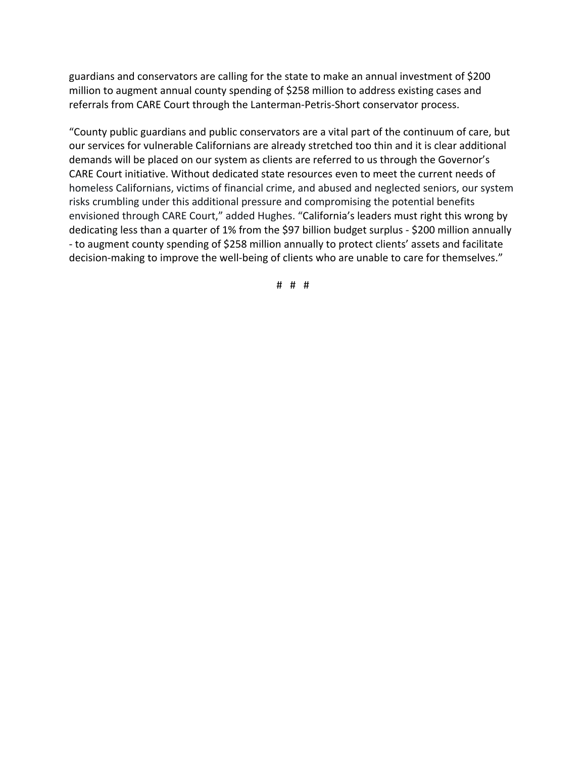guardians and conservators are calling for the state to make an annual investment of $200 million to augment annual county spending of $258 million to address existing cases and referrals from CARE Court through the Lanterman-Petris-Short conservator process.

"County public guardians and public conservators are a vital part of the continuum of care, but our services for vulnerable Californians are already stretched too thin and it is clear additional demands will be placed on our system as clients are referred to us through the Governor's CARE Court initiative. Without dedicated state resources even to meet the current needs of homeless Californians, victims of financial crime, and abused and neglected seniors, our system risks crumbling under this additional pressure and compromising the potential benefits envisioned through CARE Court," added Hughes. "California's leaders must right this wrong by dedicating less than a quarter of 1% from the $97 billion budget surplus - $200 million annually - to augment county spending of $258 million annually to protect clients' assets and facilitate decision-making to improve the well-being of clients who are unable to care for themselves."

# # #